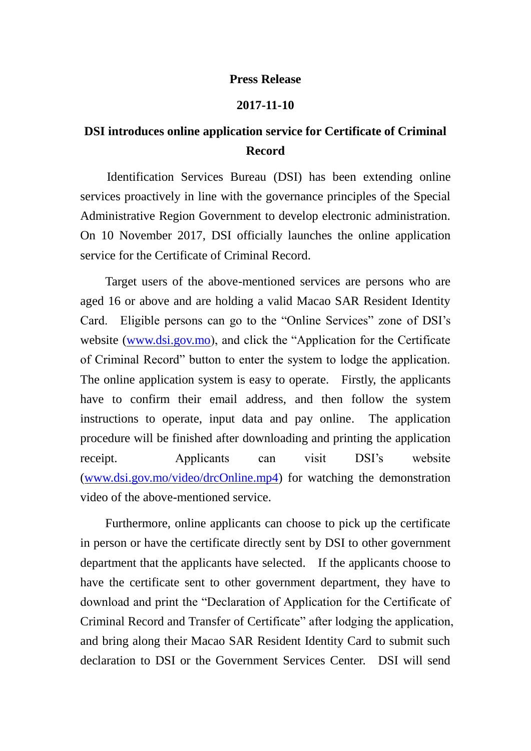**Press Release**

**2017-11-10**

# DSI introduces online application service for Certificate of Criminal Record

Identification Services Bureau (DSI) has been extending online services proactively in line with the governance principles of the Special Administrative Region Government to develop electronic administration. On 10 November 2017, DSI officially launches the online application service for the Certificate of Criminal Record.

Target users of the above-mentioned services are persons who are aged 16 or above and are holding a valid Macao SAR Resident Identity Card. Eligible persons can go to the "Online Services" zone of DSI's website (www.dsi.gov.mo), and click the "Application for the Certificate of Criminal Record" button to enter the system to lodge the application. The online application system is easy to operate. Firstly, the applicants have to confirm their email address, and then follow the system instructions to operate, input data and pay online. The application procedure will be finished after downloading and printing the application receipt. Applicants can visit DSI's website (www.dsi.gov.mo/video/drcOnline.mp4) for watching the demonstration video of the above-mentioned service.

Furthermore, online applicants can choose to pick up the certificate in person or have the certificate directly sent by DSI to other government department that the applicants have selected. If the applicants choose to have the certificate sent to other government department, they have to download and print the "Declaration of Application for the Certificate of Criminal Record and Transfer of Certificate" after lodging the application, and bring along their Macao SAR Resident Identity Card to submit such declaration to DSI or the Government Services Center. DSI will send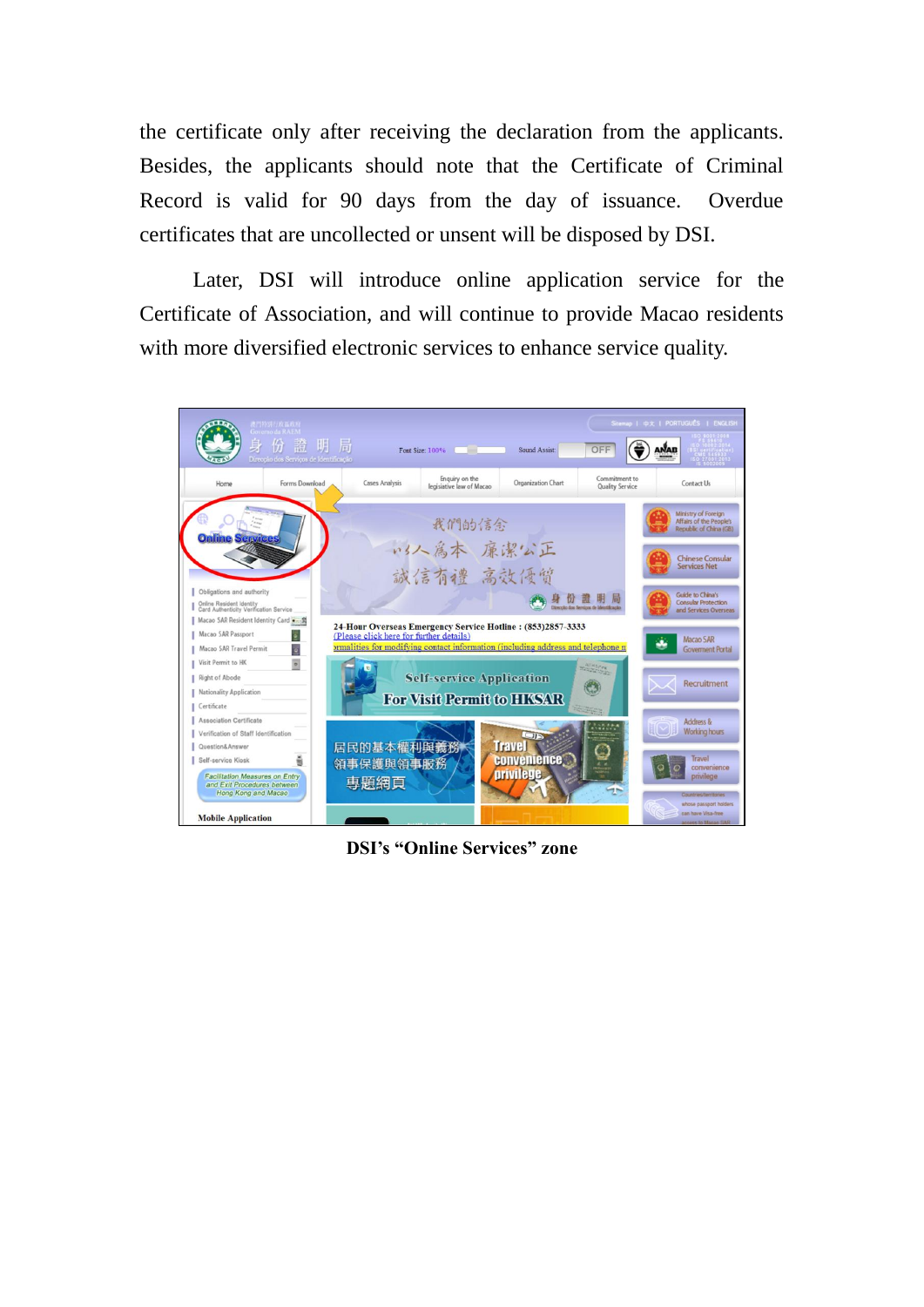the certificate only after receiving the declaration from the applicants. Besides, the applicants should note that the Certificate of Criminal Record is valid for 90 days from the day of issuance. Overdue certificates that are uncollected or unsent will be disposed by DSI.

Later, DSI will introduce online application service for the Certificate of Association, and will continue to provide Macao residents with more diversified electronic services to enhance service quality.

**DSI's "Online Services" zone**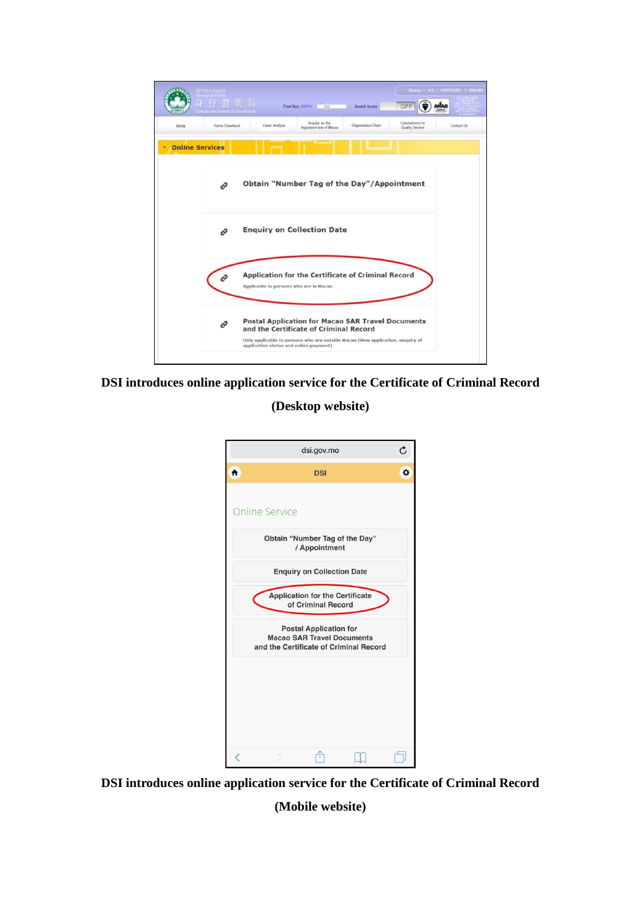**DSI introduces online application service for the Certificate of Criminal Record (Desktop website)**

**DSI introduces online application service for the Certificate of Criminal Record (Mobile website)**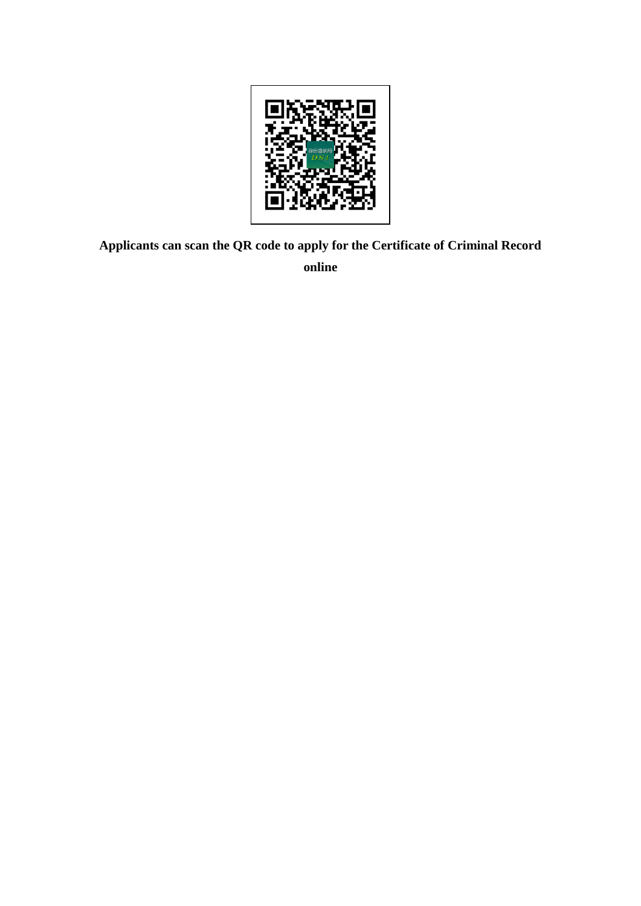**Applicants can scan the QR code to apply for the Certificate of Criminal Record online**